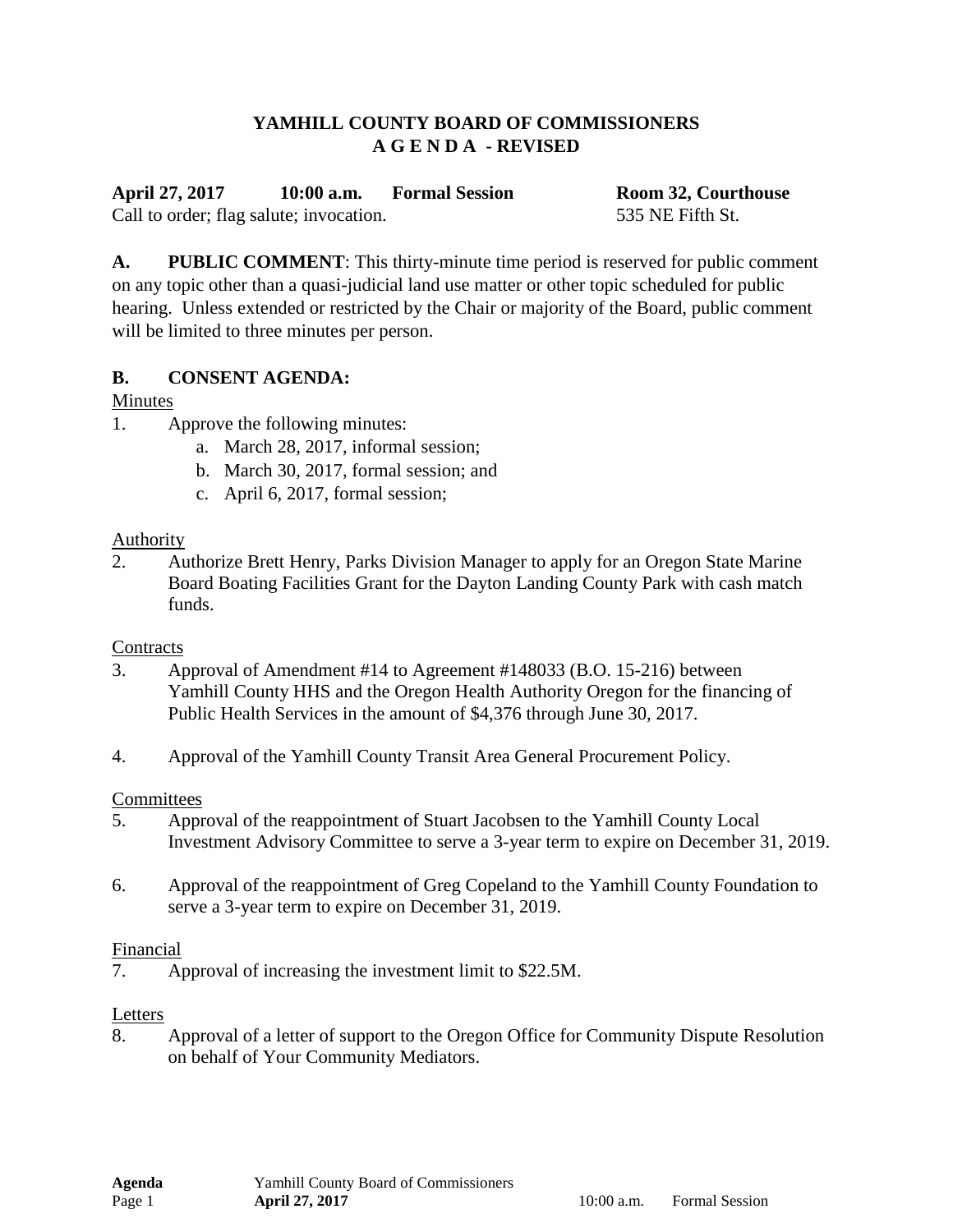# YAMHILL COUNTY BOARD OF COMMISSIONERS
## A G E N D A - REVISED

**April 27, 2017 10:00 a.m. Formal Session Room 32, Courthouse**

Call to order; flag salute; invocation. 535 NE Fifth St.

**A. PUBLIC COMMENT**: This thirty-minute time period is reserved for public comment on any topic other than a quasi-judicial land use matter or other topic scheduled for public hearing. Unless extended or restricted by the Chair or majority of the Board, public comment will be limited to three minutes per person.

**B. CONSENT AGENDA:**

Minutes

1. Approve the following minutes:
   a. March 28, 2017, informal session;
   b. March 30, 2017, formal session; and
   c. April 6, 2017, formal session;

Authority

2. Authorize Brett Henry, Parks Division Manager to apply for an Oregon State Marine Board Boating Facilities Grant for the Dayton Landing County Park with cash match funds.

Contracts

3. Approval of Amendment #14 to Agreement #148033 (B.O. 15-216) between Yamhill County HHS and the Oregon Health Authority Oregon for the financing of Public Health Services in the amount of $4,376 through June 30, 2017.

4. Approval of the Yamhill County Transit Area General Procurement Policy.

Committees

5. Approval of the reappointment of Stuart Jacobsen to the Yamhill County Local Investment Advisory Committee to serve a 3-year term to expire on December 31, 2019.

6. Approval of the reappointment of Greg Copeland to the Yamhill County Foundation to serve a 3-year term to expire on December 31, 2019.

Financial

7. Approval of increasing the investment limit to $22.5M.

Letters

8. Approval of a letter of support to the Oregon Office for Community Dispute Resolution on behalf of Your Community Mediators.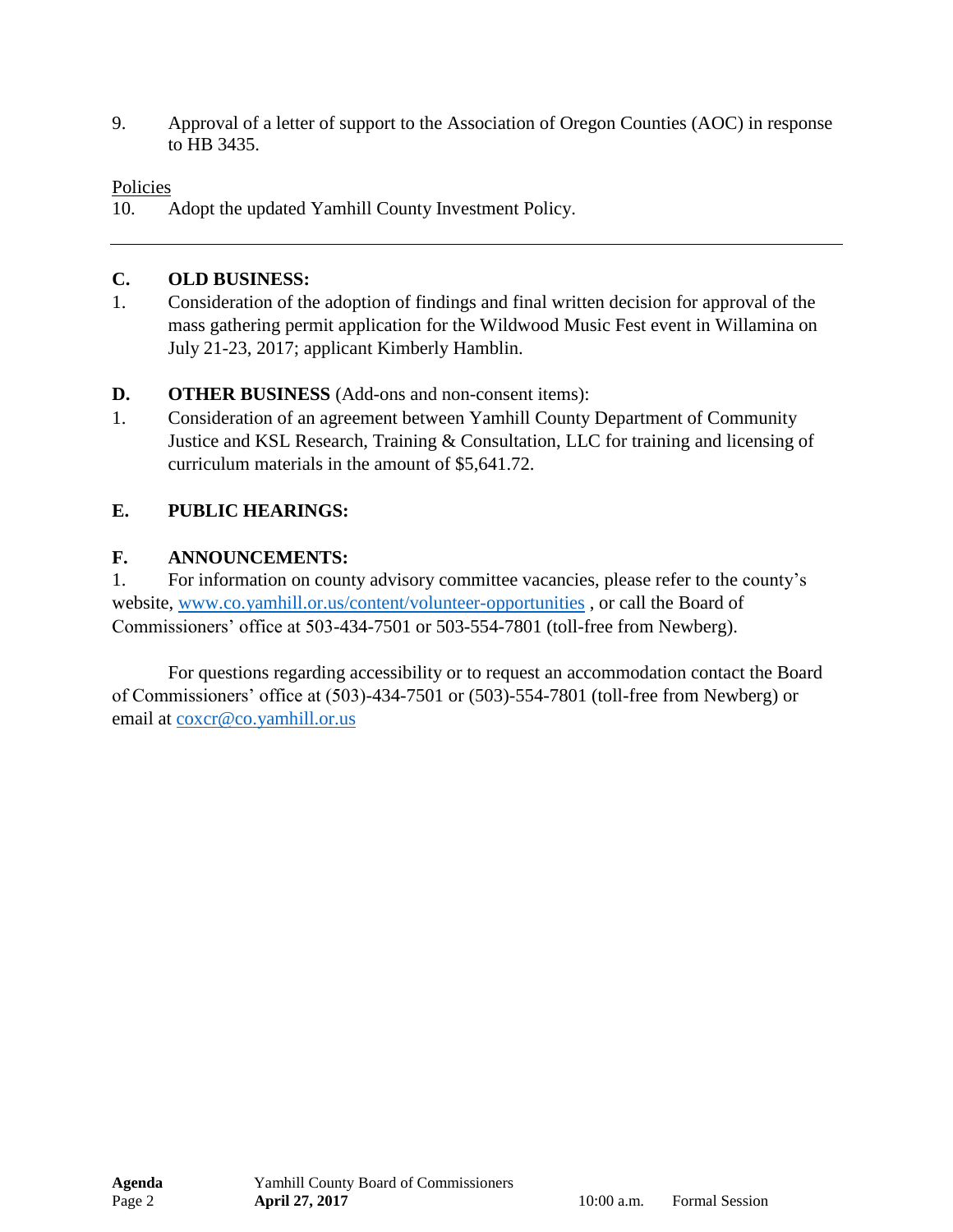9. Approval of a letter of support to the Association of Oregon Counties (AOC) in response to HB 3435.

Policies

10. Adopt the updated Yamhill County Investment Policy.

---

## C. OLD BUSINESS:

1. Consideration of the adoption of findings and final written decision for approval of the mass gathering permit application for the Wildwood Music Fest event in Willamina on July 21-23, 2017; applicant Kimberly Hamblin.

## D. OTHER BUSINESS (Add-ons and non-consent items):

1. Consideration of an agreement between Yamhill County Department of Community Justice and KSL Research, Training & Consultation, LLC for training and licensing of curriculum materials in the amount of $5,641.72.

## E. PUBLIC HEARINGS:

## F. ANNOUNCEMENTS:

1. For information on county advisory committee vacancies, please refer to the county's website, [www.co.yamhill.or.us/content/volunteer-opportunities](http://www.co.yamhill.or.us/content/volunteer-opportunities) , or call the Board of Commissioners' office at 503-434-7501 or 503-554-7801 (toll-free from Newberg).

For questions regarding accessibility or to request an accommodation contact the Board of Commissioners' office at (503)-434-7501 or (503)-554-7801 (toll-free from Newberg) or email at [coxcr@co.yamhill.or.us](mailto:coxcr@co.yamhill.or.us)